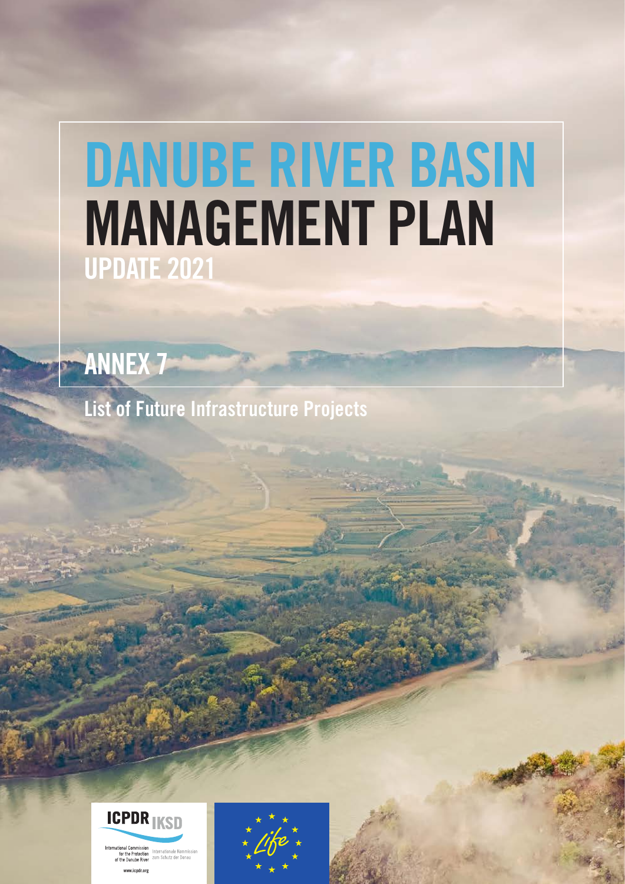# DANUBE RIVER BASIN MANAGEMENT PLAN

## UPDATE 2021

## ANNEX 7

List of Future Infrastructure Projects

ICPDR IKSD

International Commission for the Protection of the Danube River

Internationale Kommission zum Schutz der Donau

www.icpdr.org

Life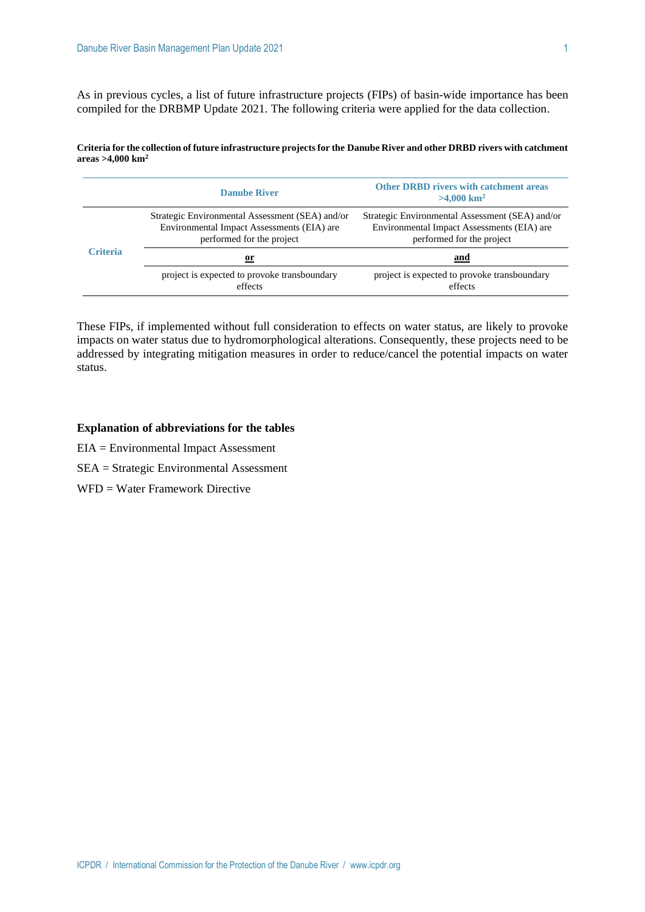As in previous cycles, a list of future infrastructure projects (FIPs) of basin-wide importance has been compiled for the DRBMP Update 2021. The following criteria were applied for the data collection.

**Criteria for the collection of future infrastructure projects for the Danube River and other DRBD rivers with catchment areas >4,000 km²**

| | Danube River | Other DRBD rivers with catchment areas >4,000 km² |
|---|---|---|
| **Criteria** | Strategic Environmental Assessment (SEA) and/or Environmental Impact Assessments (EIA) are performed for the project | Strategic Environmental Assessment (SEA) and/or Environmental Impact Assessments (EIA) are performed for the project |
| | **or** | **and** |
| | project is expected to provoke transboundary effects | project is expected to provoke transboundary effects |

These FIPs, if implemented without full consideration to effects on water status, are likely to provoke impacts on water status due to hydromorphological alterations. Consequently, these projects need to be addressed by integrating mitigation measures in order to reduce/cancel the potential impacts on water status.

**Explanation of abbreviations for the tables**

EIA = Environmental Impact Assessment

SEA = Strategic Environmental Assessment

WFD = Water Framework Directive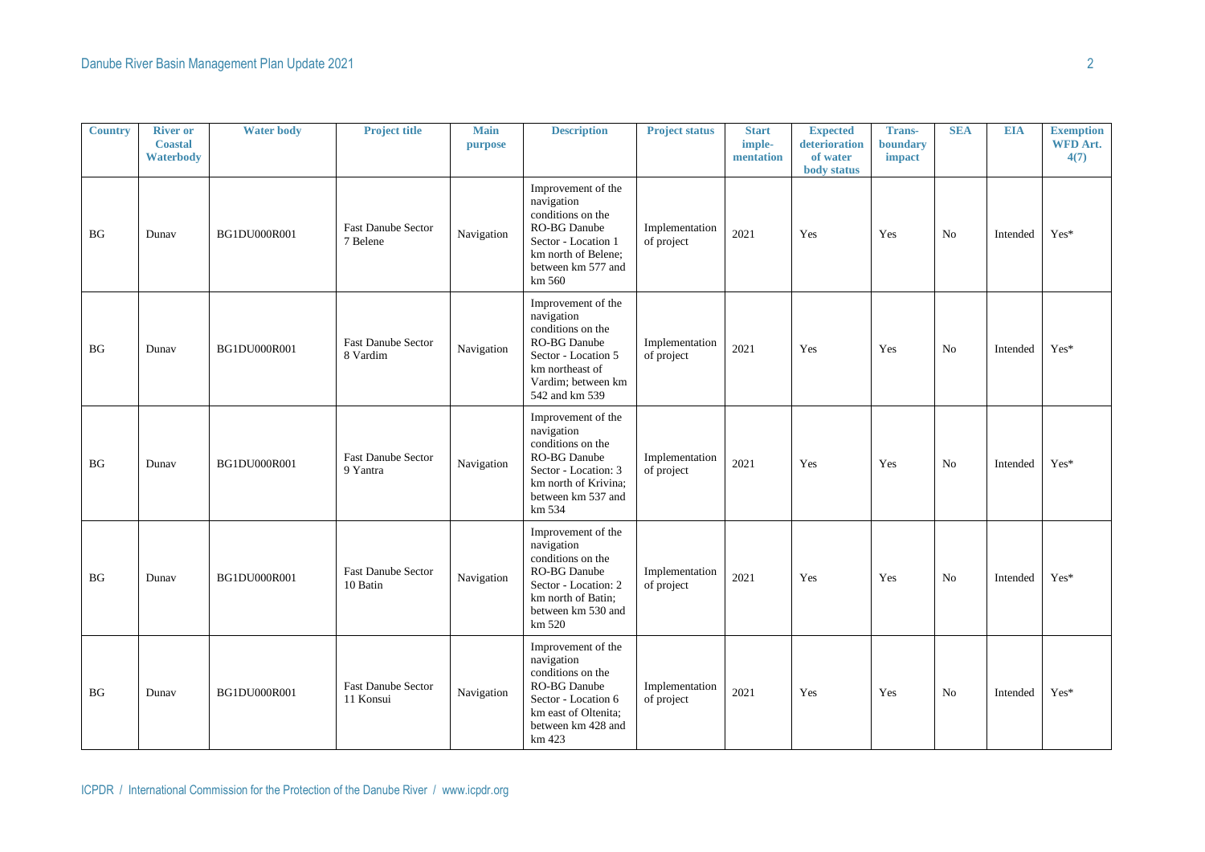| Country | River or Coastal Waterbody | Water body | Project title | Main purpose | Description | Project status | Start imple-mentation | Expected deterioration of water body status | Trans-boundary impact | SEA | EIA | Exemption WFD Art. 4(7) |
|---|---|---|---|---|---|---|---|---|---|---|---|---|
| BG | Dunav | BG1DU000R001 | Fast Danube Sector 7 Belene | Navigation | Improvement of the navigation conditions on the RO-BG Danube Sector - Location 1 km north of Belene; between km 577 and km 560 | Implementation of project | 2021 | Yes | Yes | No | Intended | Yes* |
| BG | Dunav | BG1DU000R001 | Fast Danube Sector 8 Vardim | Navigation | Improvement of the navigation conditions on the RO-BG Danube Sector - Location 5 km northeast of Vardim; between km 542 and km 539 | Implementation of project | 2021 | Yes | Yes | No | Intended | Yes* |
| BG | Dunav | BG1DU000R001 | Fast Danube Sector 9 Yantra | Navigation | Improvement of the navigation conditions on the RO-BG Danube Sector - Location: 3 km north of Krivina; between km 537 and km 534 | Implementation of project | 2021 | Yes | Yes | No | Intended | Yes* |
| BG | Dunav | BG1DU000R001 | Fast Danube Sector 10 Batin | Navigation | Improvement of the navigation conditions on the RO-BG Danube Sector - Location: 2 km north of Batin; between km 530 and km 520 | Implementation of project | 2021 | Yes | Yes | No | Intended | Yes* |
| BG | Dunav | BG1DU000R001 | Fast Danube Sector 11 Konsui | Navigation | Improvement of the navigation conditions on the RO-BG Danube Sector - Location 6 km east of Oltenita; between km 428 and km 423 | Implementation of project | 2021 | Yes | Yes | No | Intended | Yes* |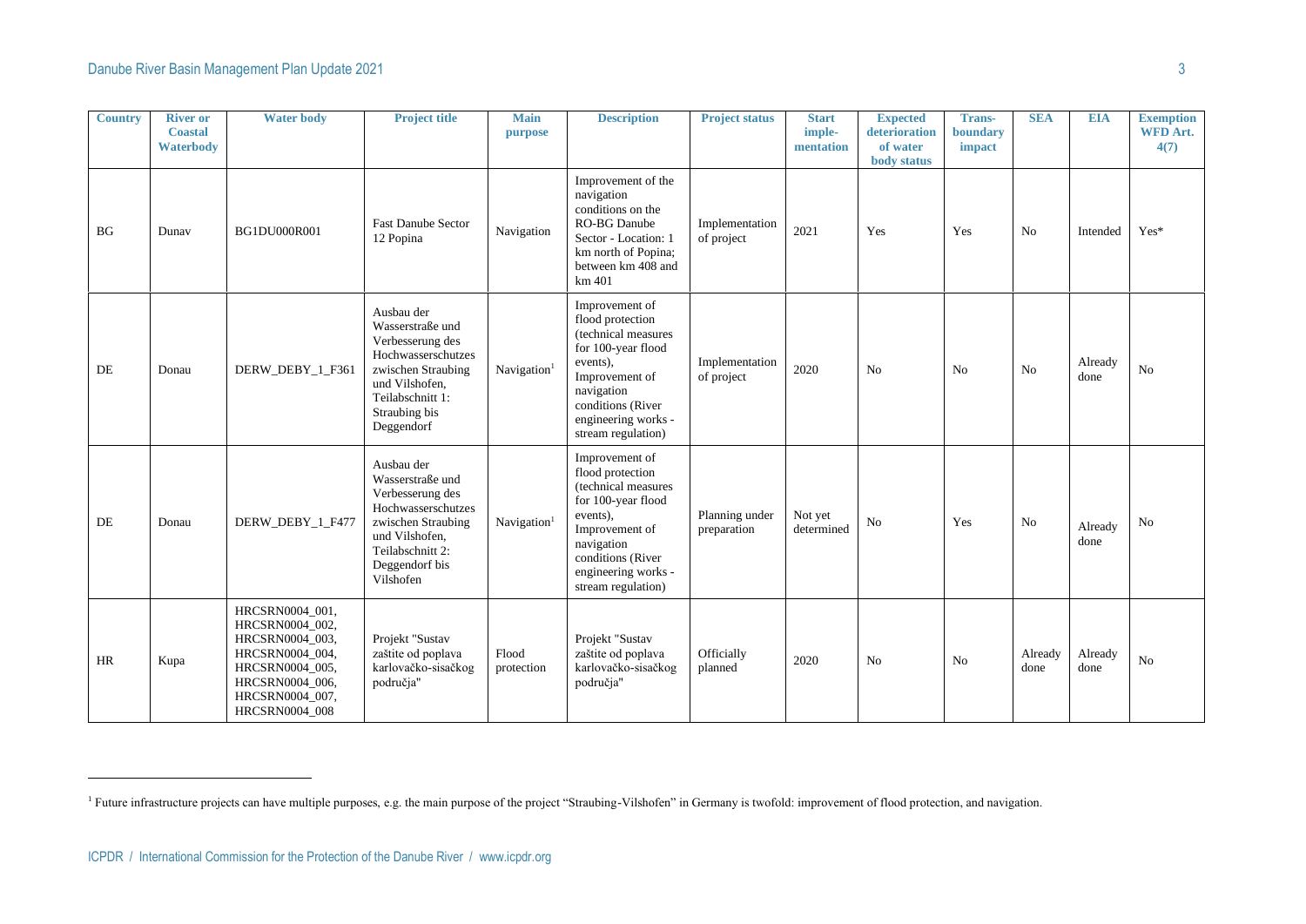| Country | River or Coastal Waterbody | Water body | Project title | Main purpose | Description | Project status | Start imple-mentation | Expected deterioration of water body status | Trans-boundary impact | SEA | EIA | Exemption WFD Art. 4(7) |
|---|---|---|---|---|---|---|---|---|---|---|---|---|
| BG | Dunav | BG1DU000R001 | Fast Danube Sector 12 Popina | Navigation | Improvement of the navigation conditions on the RO-BG Danube Sector - Location: 1 km north of Popina; between km 408 and km 401 | Implementation of project | 2021 | Yes | Yes | No | Intended | Yes* |
| DE | Donau | DERW_DEBY_1_F361 | Ausbau der Wasserstraße und Verbesserung des Hochwasserschutzes zwischen Straubing und Vilshofen, Teilabschnitt 1: Straubing bis Deggendorf | Navigation[1] | Improvement of flood protection (technical measures for 100-year flood events), Improvement of navigation conditions (River engineering works - stream regulation) | Implementation of project | 2020 | No | No | No | Already done | No |
| DE | Donau | DERW_DEBY_1_F477 | Ausbau der Wasserstraße und Verbesserung des Hochwasserschutzes zwischen Straubing und Vilshofen, Teilabschnitt 2: Deggendorf bis Vilshofen | Navigation[1] | Improvement of flood protection (technical measures for 100-year flood events), Improvement of navigation conditions (River engineering works - stream regulation) | Planning under preparation | Not yet determined | No | Yes | No | Already done | No |
| HR | Kupa | HRCSRN0004_001, HRCSRN0004_002, HRCSRN0004_003, HRCSRN0004_004, HRCSRN0004_005, HRCSRN0004_006, HRCSRN0004_007, HRCSRN0004_008 | Projekt "Sustav zaštite od poplava karlovačko-sisačkog područja" | Flood protection | Projekt "Sustav zaštite od poplava karlovačko-sisačkog područja" | Officially planned | 2020 | No | No | Already done | Already done | No |

[1] Future infrastructure projects can have multiple purposes, e.g. the main purpose of the project "Straubing-Vilshofen" in Germany is twofold: improvement of flood protection, and navigation.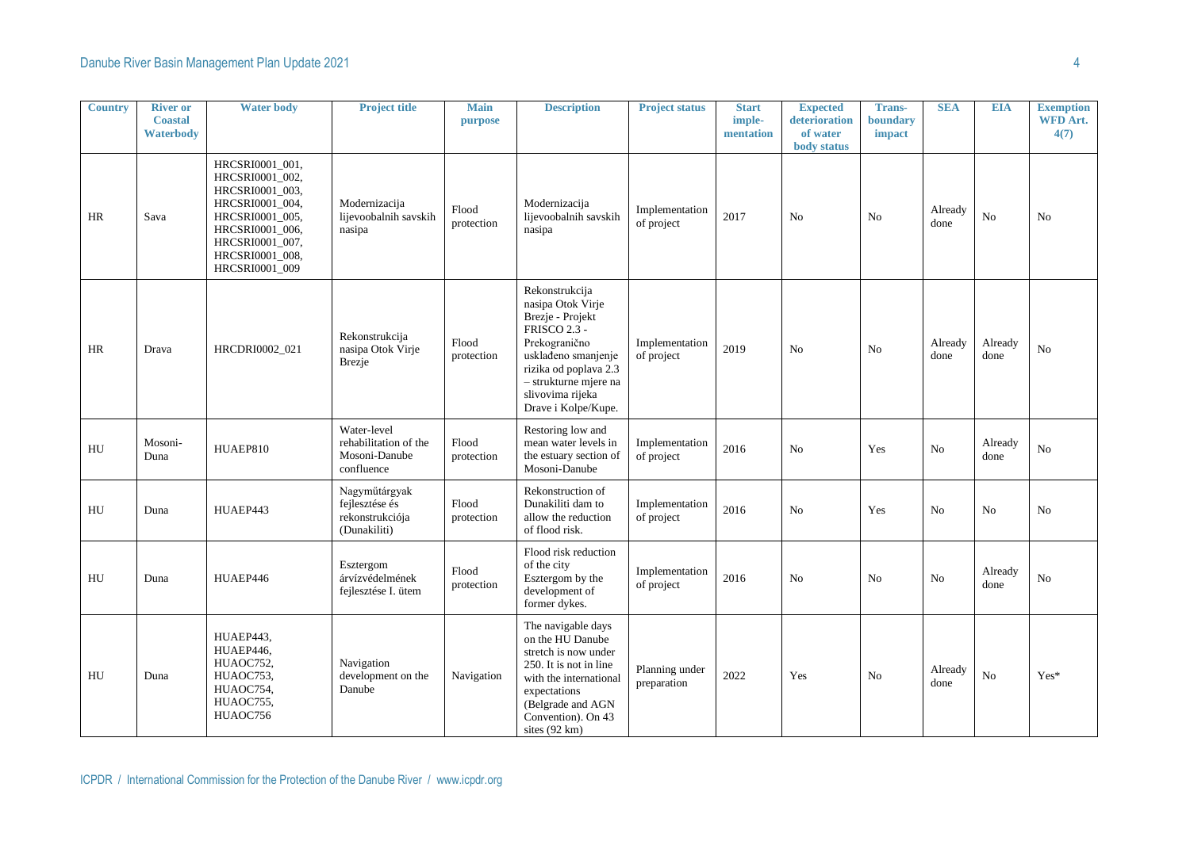| Country | River or Coastal Waterbody | Water body | Project title | Main purpose | Description | Project status | Start imple-mentation | Expected deterioration of water body status | Trans-boundary impact | SEA | EIA | Exemption WFD Art. 4(7) |
|---|---|---|---|---|---|---|---|---|---|---|---|---|
| HR | Sava | HRCSRI0001_001, HRCSRI0001_002, HRCSRI0001_003, HRCSRI0001_004, HRCSRI0001_005, HRCSRI0001_006, HRCSRI0001_007, HRCSRI0001_008, HRCSRI0001_009 | Modernizacija lijevoobalnih savskih nasipa | Flood protection | Modernizacija lijevoobalnih savskih nasipa | Implementation of project | 2017 | No | No | Already done | No | No |
| HR | Drava | HRCDRI0002_021 | Rekonstrukcija nasipa Otok Virje Brezje | Flood protection | Rekonstrukcija nasipa Otok Virje Brezje - Projekt FRISCO 2.3 - Prekogranično usklađeno smanjenje rizika od poplava 2.3 – strukturne mjere na slivovima rijeka Drave i Kolpe/Kupe. | Implementation of project | 2019 | No | No | Already done | Already done | No |
| HU | Mosoni-Duna | HUAEP810 | Water-level rehabilitation of the Mosoni-Danube confluence | Flood protection | Restoring low and mean water levels in the estuary section of Mosoni-Danube | Implementation of project | 2016 | No | Yes | No | Already done | No |
| HU | Duna | HUAEP443 | Nagyműtárgyak fejlesztése és rekonstrukciója (Dunakiliti) | Flood protection | Rekonstruction of Dunakiliti dam to allow the reduction of flood risk. | Implementation of project | 2016 | No | Yes | No | No | No |
| HU | Duna | HUAEP446 | Esztergom árvízvédelmének fejlesztése I. ütem | Flood protection | Flood risk reduction of the city Esztergom by the development of former dykes. | Implementation of project | 2016 | No | No | No | Already done | No |
| HU | Duna | HUAEP443, HUAEP446, HUAOC752, HUAOC753, HUAOC754, HUAOC755, HUAOC756 | Navigation development on the Danube | Navigation | The navigable days on the HU Danube stretch is now under 250. It is not in line with the international expectations (Belgrade and AGN Convention). On 43 sites (92 km) | Planning under preparation | 2022 | Yes | No | Already done | No | Yes* |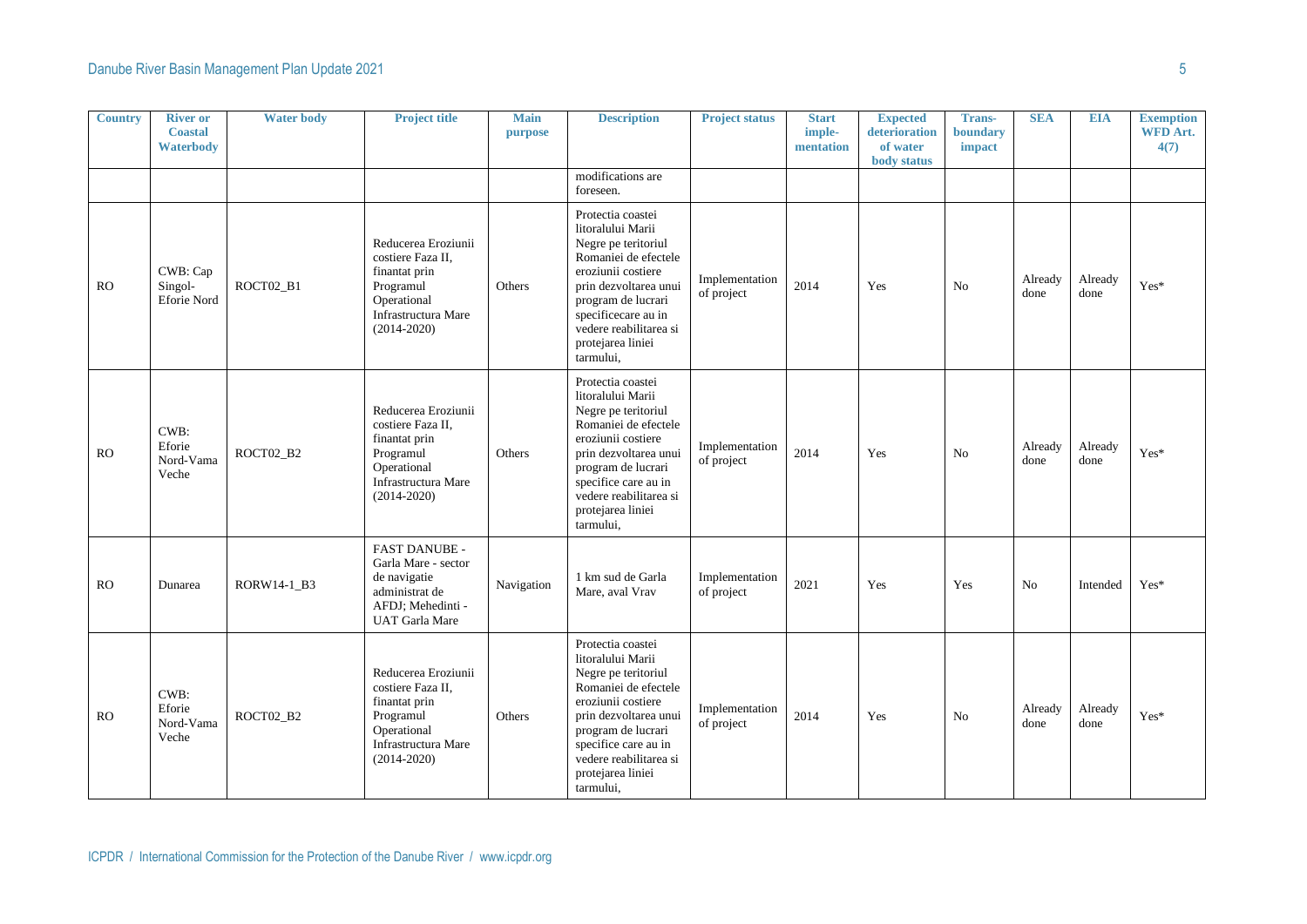| Country | River or Coastal Waterbody | Water body | Project title | Main purpose | Description | Project status | Start imple-mentation | Expected deterioration of water body status | Trans-boundary impact | SEA | EIA | Exemption WFD Art. 4(7) |
|---|---|---|---|---|---|---|---|---|---|---|---|---|
| | | | | | modifications are foreseen. | | | | | | | |
| RO | CWB: Cap Singol-Eforie Nord | ROCT02_B1 | Reducerea Eroziunii costiere Faza II, finantat prin Programul Operational Infrastructura Mare (2014-2020) | Others | Protectia coastei litoralului Marii Negre pe teritoriul Romaniei de efectele eroziunii costiere prin dezvoltarea unui program de lucrari specificecare au in vedere reabilitarea si protejarea liniei tarmului, | Implementation of project | 2014 | Yes | No | Already done | Already done | Yes* |
| RO | CWB: Eforie Nord-Vama Veche | ROCT02_B2 | Reducerea Eroziunii costiere Faza II, finantat prin Programul Operational Infrastructura Mare (2014-2020) | Others | Protectia coastei litoralului Marii Negre pe teritoriul Romaniei de efectele eroziunii costiere prin dezvoltarea unui program de lucrari specifice care au in vedere reabilitarea si protejarea liniei tarmului, | Implementation of project | 2014 | Yes | No | Already done | Already done | Yes* |
| RO | Dunarea | RORW14-1_B3 | FAST DANUBE - Garla Mare - sector de navigatie administrat de AFDJ; Mehedinti - UAT Garla Mare | Navigation | 1 km sud de Garla Mare, aval Vrav | Implementation of project | 2021 | Yes | Yes | No | Intended | Yes* |
| RO | CWB: Eforie Nord-Vama Veche | ROCT02_B2 | Reducerea Eroziunii costiere Faza II, finantat prin Programul Operational Infrastructura Mare (2014-2020) | Others | Protectia coastei litoralului Marii Negre pe teritoriul Romaniei de efectele eroziunii costiere prin dezvoltarea unui program de lucrari specifice care au in vedere reabilitarea si protejarea liniei tarmului, | Implementation of project | 2014 | Yes | No | Already done | Already done | Yes* |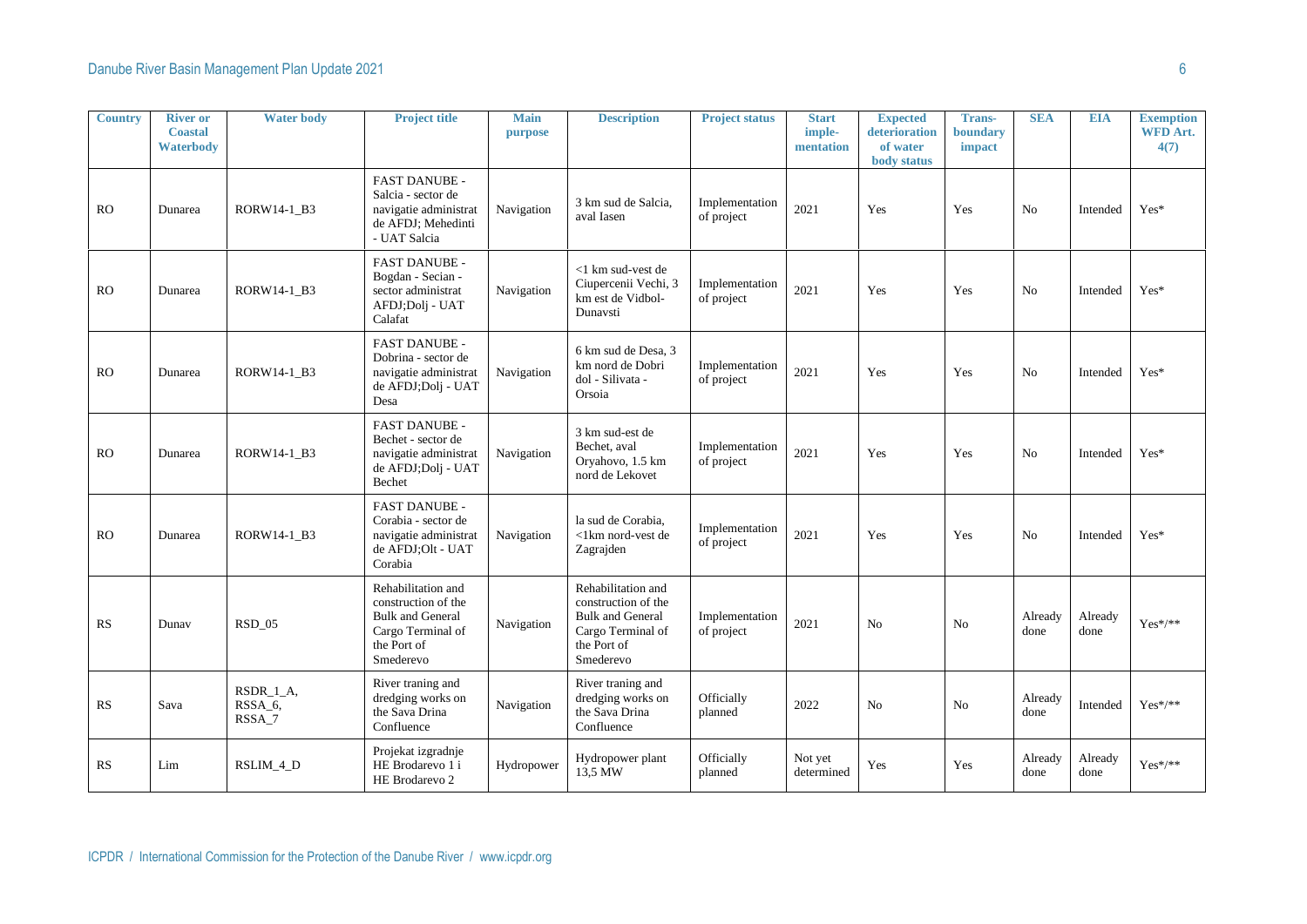| Country | River or Coastal Waterbody | Water body | Project title | Main purpose | Description | Project status | Start imple-mentation | Expected deterioration of water body status | Trans-boundary impact | SEA | EIA | Exemption WFD Art. 4(7) |
|---|---|---|---|---|---|---|---|---|---|---|---|---|
| RO | Dunarea | RORW14-1_B3 | FAST DANUBE - Salcia - sector de navigatie administrat de AFDJ; Mehedinti - UAT Salcia | Navigation | 3 km sud de Salcia, aval Iasen | Implementation of project | 2021 | Yes | Yes | No | Intended | Yes* |
| RO | Dunarea | RORW14-1_B3 | FAST DANUBE - Bogdan - Secian - sector administrat AFDJ;Dolj - UAT Calafat | Navigation | <1 km sud-vest de Ciupercenii Vechi, 3 km est de Vidbol-Dunavsti | Implementation of project | 2021 | Yes | Yes | No | Intended | Yes* |
| RO | Dunarea | RORW14-1_B3 | FAST DANUBE - Dobrina - sector de navigatie administrat de AFDJ;Dolj - UAT Desa | Navigation | 6 km sud de Desa, 3 km nord de Dobri dol - Silivata - Orsoia | Implementation of project | 2021 | Yes | Yes | No | Intended | Yes* |
| RO | Dunarea | RORW14-1_B3 | FAST DANUBE - Bechet - sector de navigatie administrat de AFDJ;Dolj - UAT Bechet | Navigation | 3 km sud-est de Bechet, aval Oryahovo, 1.5 km nord de Lekovet | Implementation of project | 2021 | Yes | Yes | No | Intended | Yes* |
| RO | Dunarea | RORW14-1_B3 | FAST DANUBE - Corabia - sector de navigatie administrat de AFDJ;Olt - UAT Corabia | Navigation | la sud de Corabia, <1km nord-vest de Zagrajden | Implementation of project | 2021 | Yes | Yes | No | Intended | Yes* |
| RS | Dunav | RSD_05 | Rehabilitation and construction of the Bulk and General Cargo Terminal of the Port of Smederevo | Navigation | Rehabilitation and construction of the Bulk and General Cargo Terminal of the Port of Smederevo | Implementation of project | 2021 | No | No | Already done | Already done | Yes*/** |
| RS | Sava | RSDR_1_A, RSSA_6, RSSA_7 | River traning and dredging works on the Sava Drina Confluence | Navigation | River traning and dredging works on the Sava Drina Confluence | Officially planned | 2022 | No | No | Already done | Intended | Yes*/** |
| RS | Lim | RSLIM_4_D | Projekat izgradnje HE Brodarevo 1 i HE Brodarevo 2 | Hydropower | Hydropower plant 13,5 MW | Officially planned | Not yet determined | Yes | Yes | Already done | Already done | Yes*/** |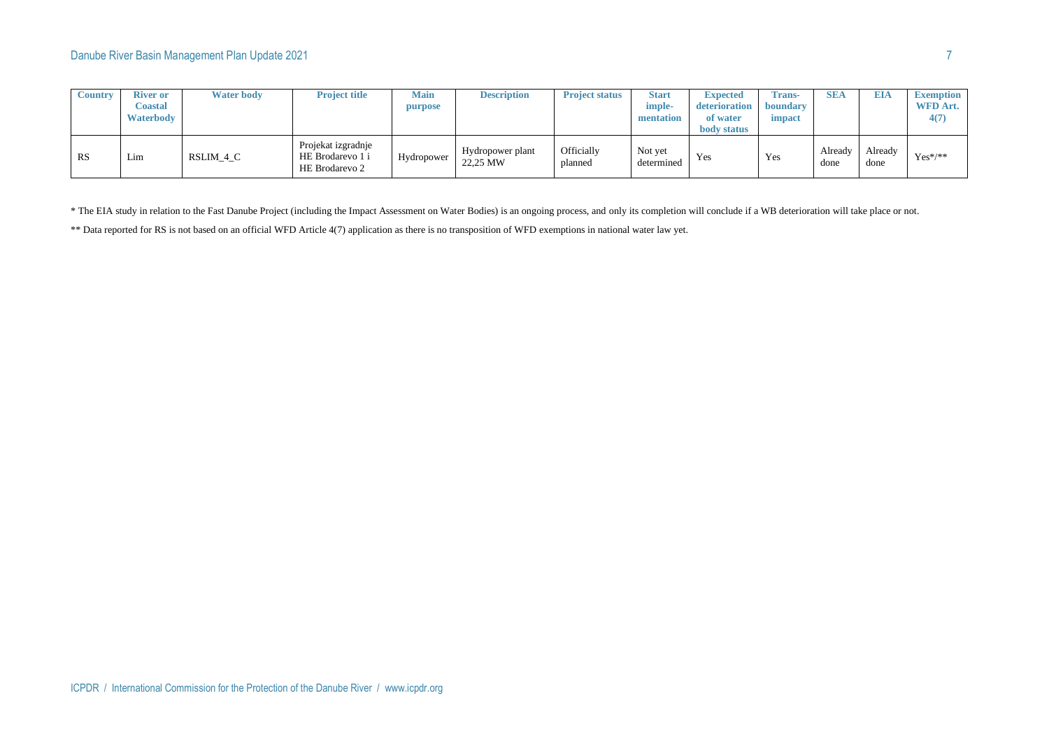| Country | River or Coastal Waterbody | Water body | Project title | Main purpose | Description | Project status | Start imple-mentation | Expected deterioration of water body status | Trans-boundary impact | SEA | EIA | Exemption WFD Art. 4(7) |
|---|---|---|---|---|---|---|---|---|---|---|---|---|
| RS | Lim | RSLIM_4_C | Projekat izgradnje HE Brodarevo 1 i HE Brodarevo 2 | Hydropower | Hydropower plant 22,25 MW | Officially planned | Not yet determined | Yes | Yes | Already done | Already done | Yes*/** |

* The EIA study in relation to the Fast Danube Project (including the Impact Assessment on Water Bodies) is an ongoing process, and only its completion will conclude if a WB deterioration will take place or not.

** Data reported for RS is not based on an official WFD Article 4(7) application as there is no transposition of WFD exemptions in national water law yet.